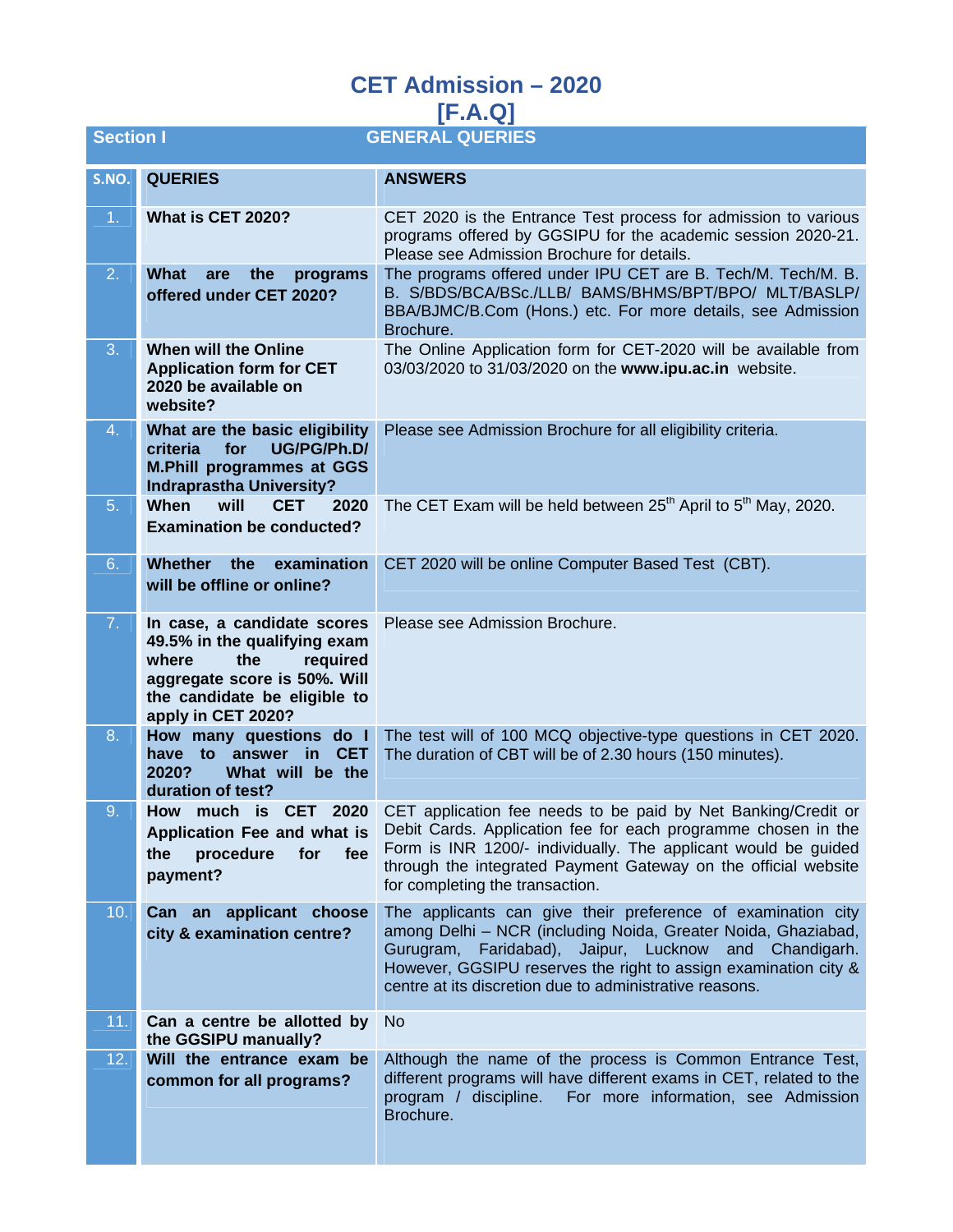# CET Admission – 2020

## [F.A.Q]

## Section I GENERAL QUERIES

| S.NO. | QUERIES | ANSWERS |
|---|---|---|
| 1. | **What is CET 2020?** | CET 2020 is the Entrance Test process for admission to various programs offered by GGSIPU for the academic session 2020-21. Please see Admission Brochure for details. |
| 2. | **What are the programs offered under CET 2020?** | The programs offered under IPU CET are B. Tech/M. Tech/M. B. B. S/BDS/BCA/BSc./LLB/ BAMS/BHMS/BPT/BPO/ MLT/BASLP/ BBA/BJMC/B.Com (Hons.) etc. For more details, see Admission Brochure. |
| 3. | **When will the Online Application form for CET 2020 be available on website?** | The Online Application form for CET-2020 will be available from 03/03/2020 to 31/03/2020 on the **www.ipu.ac.in** website. |
| 4. | **What are the basic eligibility criteria for UG/PG/Ph.D/ M.Phill programmes at GGS Indraprastha University?** | Please see Admission Brochure for all eligibility criteria. |
| 5. | **When will CET 2020 Examination be conducted?** | The CET Exam will be held between 25th April to 5th May, 2020. |
| 6. | **Whether the examination will be offline or online?** | CET 2020 will be online Computer Based Test (CBT). |
| 7. | **In case, a candidate scores 49.5% in the qualifying exam where the required aggregate score is 50%. Will the candidate be eligible to apply in CET 2020?** | Please see Admission Brochure. |
| 8. | **How many questions do I have to answer in CET 2020? What will be the duration of test?** | The test will of 100 MCQ objective-type questions in CET 2020. The duration of CBT will be of 2.30 hours (150 minutes). |
| 9. | **How much is CET 2020 Application Fee and what is the procedure for fee payment?** | CET application fee needs to be paid by Net Banking/Credit or Debit Cards. Application fee for each programme chosen in the Form is INR 1200/- individually. The applicant would be guided through the integrated Payment Gateway on the official website for completing the transaction. |
| 10. | **Can an applicant choose city & examination centre?** | The applicants can give their preference of examination city among Delhi – NCR (including Noida, Greater Noida, Ghaziabad, Gurugram, Faridabad), Jaipur, Lucknow and Chandigarh. However, GGSIPU reserves the right to assign examination city & centre at its discretion due to administrative reasons. |
| 11. | **Can a centre be allotted by the GGSIPU manually?** | No |
| 12. | **Will the entrance exam be common for all programs?** | Although the name of the process is Common Entrance Test, different programs will have different exams in CET, related to the program / discipline. For more information, see Admission Brochure. |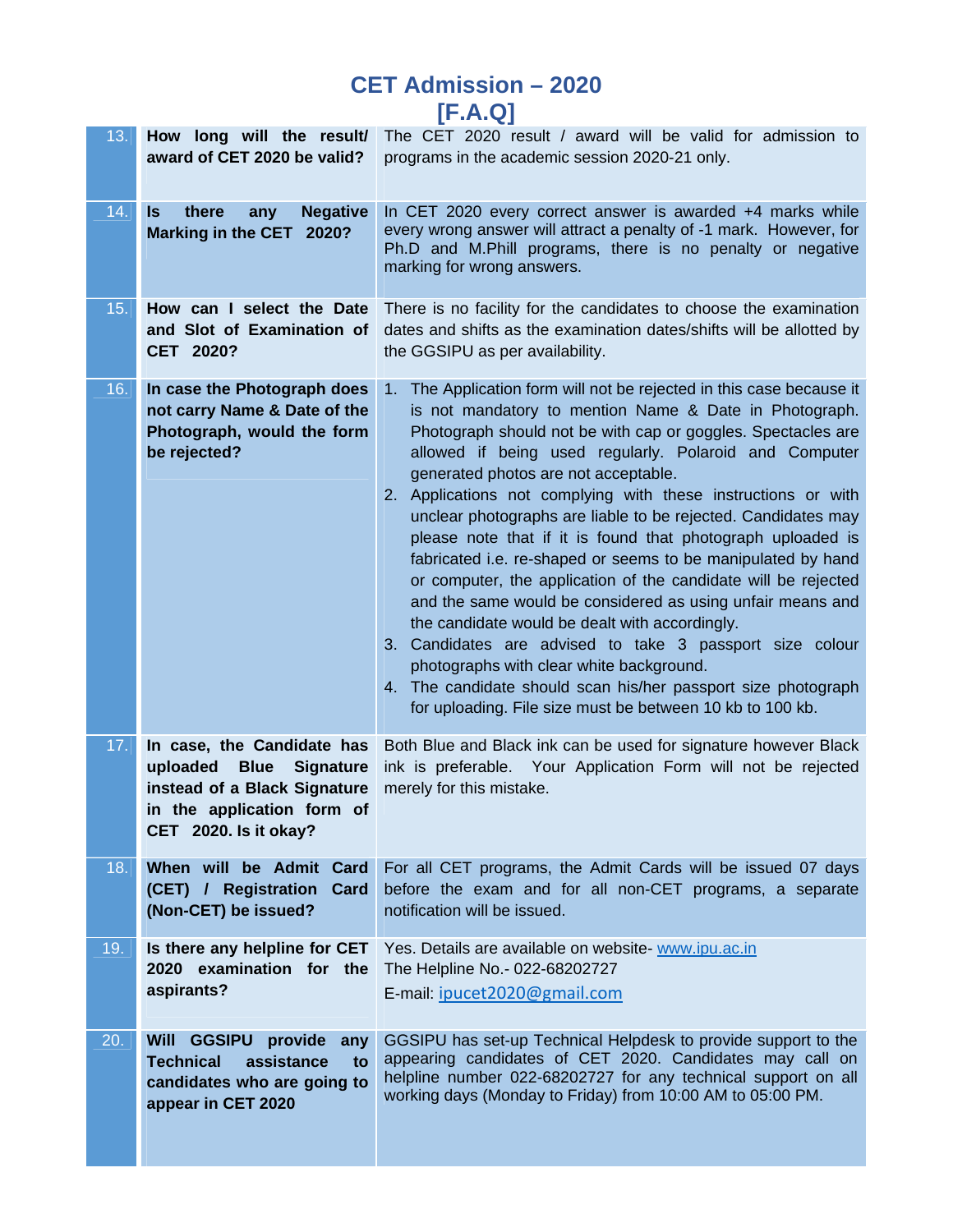# CET Admission – 2020
# [F.A.Q]

| | | |
|---|---|---|
| 13. | **How long will the result/ award of CET 2020 be valid?** | The CET 2020 result / award will be valid for admission to programs in the academic session 2020-21 only. |
| 14. | **Is there any Negative Marking in the CET 2020?** | In CET 2020 every correct answer is awarded +4 marks while every wrong answer will attract a penalty of -1 mark. However, for Ph.D and M.Phill programs, there is no penalty or negative marking for wrong answers. |
| 15. | **How can I select the Date and Slot of Examination of CET 2020?** | There is no facility for the candidates to choose the examination dates and shifts as the examination dates/shifts will be allotted by the GGSIPU as per availability. |
| 16. | **In case the Photograph does not carry Name & Date of the Photograph, would the form be rejected?** | 1. The Application form will not be rejected in this case because it is not mandatory to mention Name & Date in Photograph. Photograph should not be with cap or goggles. Spectacles are allowed if being used regularly. Polaroid and Computer generated photos are not acceptable.<br>2. Applications not complying with these instructions or with unclear photographs are liable to be rejected. Candidates may please note that if it is found that photograph uploaded is fabricated i.e. re-shaped or seems to be manipulated by hand or computer, the application of the candidate will be rejected and the same would be considered as using unfair means and the candidate would be dealt with accordingly.<br>3. Candidates are advised to take 3 passport size colour photographs with clear white background.<br>4. The candidate should scan his/her passport size photograph for uploading. File size must be between 10 kb to 100 kb. |
| 17. | **In case, the Candidate has uploaded Blue Signature instead of a Black Signature in the application form of CET 2020. Is it okay?** | Both Blue and Black ink can be used for signature however Black ink is preferable. Your Application Form will not be rejected merely for this mistake. |
| 18. | **When will be Admit Card (CET) / Registration Card (Non-CET) be issued?** | For all CET programs, the Admit Cards will be issued 07 days before the exam and for all non-CET programs, a separate notification will be issued. |
| 19. | **Is there any helpline for CET 2020 examination for the aspirants?** | Yes. Details are available on website- www.ipu.ac.in<br>The Helpline No.- 022-68202727<br>E-mail: ipucet2020@gmail.com |
| 20. | **Will GGSIPU provide any Technical assistance to candidates who are going to appear in CET 2020** | GGSIPU has set-up Technical Helpdesk to provide support to the appearing candidates of CET 2020. Candidates may call on helpline number 022-68202727 for any technical support on all working days (Monday to Friday) from 10:00 AM to 05:00 PM. |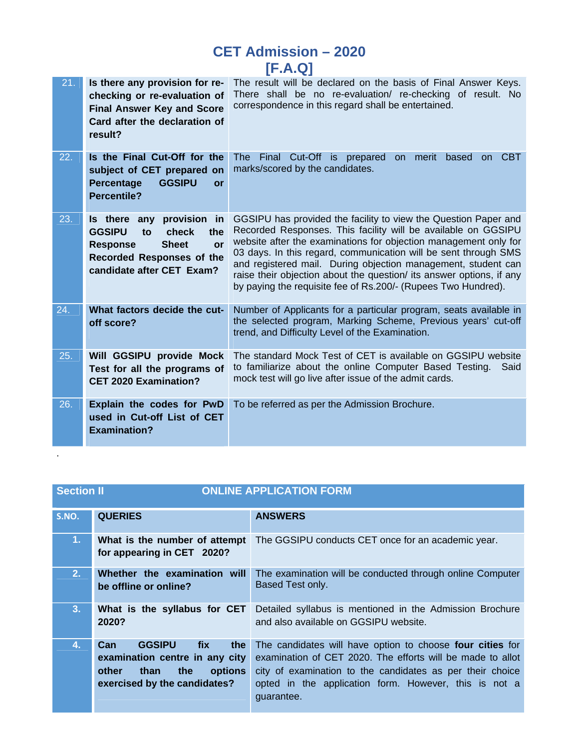# CET Admission – 2020

## [F.A.Q]

| | | |
|---|---|---|
| 21. | **Is there any provision for re-checking or re-evaluation of Final Answer Key and Score Card after the declaration of result?** | The result will be declared on the basis of Final Answer Keys. There shall be no re-evaluation/ re-checking of result. No correspondence in this regard shall be entertained. |
| 22. | **Is the Final Cut-Off for the subject of CET prepared on Percentage GGSIPU or Percentile?** | The Final Cut-Off is prepared on merit based on CBT marks/scored by the candidates. |
| 23. | **Is there any provision in GGSIPU to check the Response Sheet or Recorded Responses of the candidate after CET Exam?** | GGSIPU has provided the facility to view the Question Paper and Recorded Responses. This facility will be available on GGSIPU website after the examinations for objection management only for 03 days. In this regard, communication will be sent through SMS and registered mail. During objection management, student can raise their objection about the question/ its answer options, if any by paying the requisite fee of Rs.200/- (Rupees Two Hundred). |
| 24. | **What factors decide the cut-off score?** | Number of Applicants for a particular program, seats available in the selected program, Marking Scheme, Previous years' cut-off trend, and Difficulty Level of the Examination. |
| 25. | **Will GGSIPU provide Mock Test for all the programs of CET 2020 Examination?** | The standard Mock Test of CET is available on GGSIPU website to familiarize about the online Computer Based Testing. Said mock test will go live after issue of the admit cards. |
| 26. | **Explain the codes for PwD used in Cut-off List of CET Examination?** | To be referred as per the Admission Brochure. |

.

**Section II — ONLINE APPLICATION FORM**

| S.NO. | QUERIES | ANSWERS |
|---|---|---|
| 1. | **What is the number of attempt for appearing in CET 2020?** | The GGSIPU conducts CET once for an academic year. |
| 2. | **Whether the examination will be offline or online?** | The examination will be conducted through online Computer Based Test only. |
| 3. | **What is the syllabus for CET 2020?** | Detailed syllabus is mentioned in the Admission Brochure and also available on GGSIPU website. |
| 4. | **Can GGSIPU fix the examination centre in any city other than the options exercised by the candidates?** | The candidates will have option to choose **four cities** for examination of CET 2020. The efforts will be made to allot city of examination to the candidates as per their choice opted in the application form. However, this is not a guarantee. |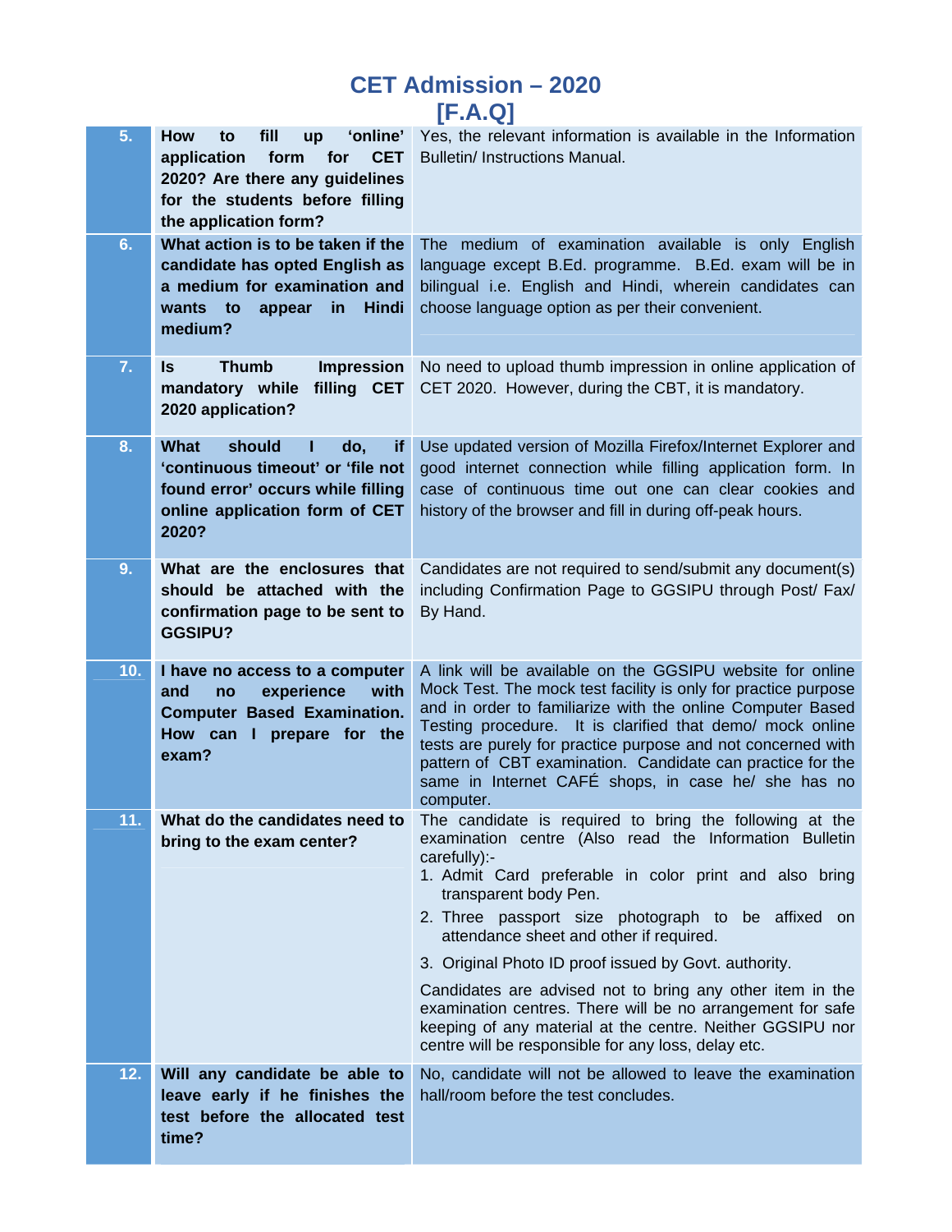# CET Admission – 2020
## [F.A.Q]

| | | |
|---|---|---|
| **5.** | **How to fill up 'online' application form for CET 2020? Are there any guidelines for the students before filling the application form?** | Yes, the relevant information is available in the Information Bulletin/ Instructions Manual. |
| **6.** | **What action is to be taken if the candidate has opted English as a medium for examination and wants to appear in Hindi medium?** | The medium of examination available is only English language except B.Ed. programme. B.Ed. exam will be in bilingual i.e. English and Hindi, wherein candidates can choose language option as per their convenient. |
| **7.** | **Is Thumb Impression mandatory while filling CET 2020 application?** | No need to upload thumb impression in online application of CET 2020. However, during the CBT, it is mandatory. |
| **8.** | **What should I do, if 'continuous timeout' or 'file not found error' occurs while filling online application form of CET 2020?** | Use updated version of Mozilla Firefox/Internet Explorer and good internet connection while filling application form. In case of continuous time out one can clear cookies and history of the browser and fill in during off-peak hours. |
| **9.** | **What are the enclosures that should be attached with the confirmation page to be sent to GGSIPU?** | Candidates are not required to send/submit any document(s) including Confirmation Page to GGSIPU through Post/ Fax/ By Hand. |
| **10.** | **I have no access to a computer and no experience with Computer Based Examination. How can I prepare for the exam?** | A link will be available on the GGSIPU website for online Mock Test. The mock test facility is only for practice purpose and in order to familiarize with the online Computer Based Testing procedure. It is clarified that demo/ mock online tests are purely for practice purpose and not concerned with pattern of CBT examination. Candidate can practice for the same in Internet CAFÉ shops, in case he/ she has no computer. |
| **11.** | **What do the candidates need to bring to the exam center?** | The candidate is required to bring the following at the examination centre (Also read the Information Bulletin carefully):-<br>1. Admit Card preferable in color print and also bring transparent body Pen.<br>2. Three passport size photograph to be affixed on attendance sheet and other if required.<br>3. Original Photo ID proof issued by Govt. authority.<br>Candidates are advised not to bring any other item in the examination centres. There will be no arrangement for safe keeping of any material at the centre. Neither GGSIPU nor centre will be responsible for any loss, delay etc. |
| **12.** | **Will any candidate be able to leave early if he finishes the test before the allocated test time?** | No, candidate will not be allowed to leave the examination hall/room before the test concludes. |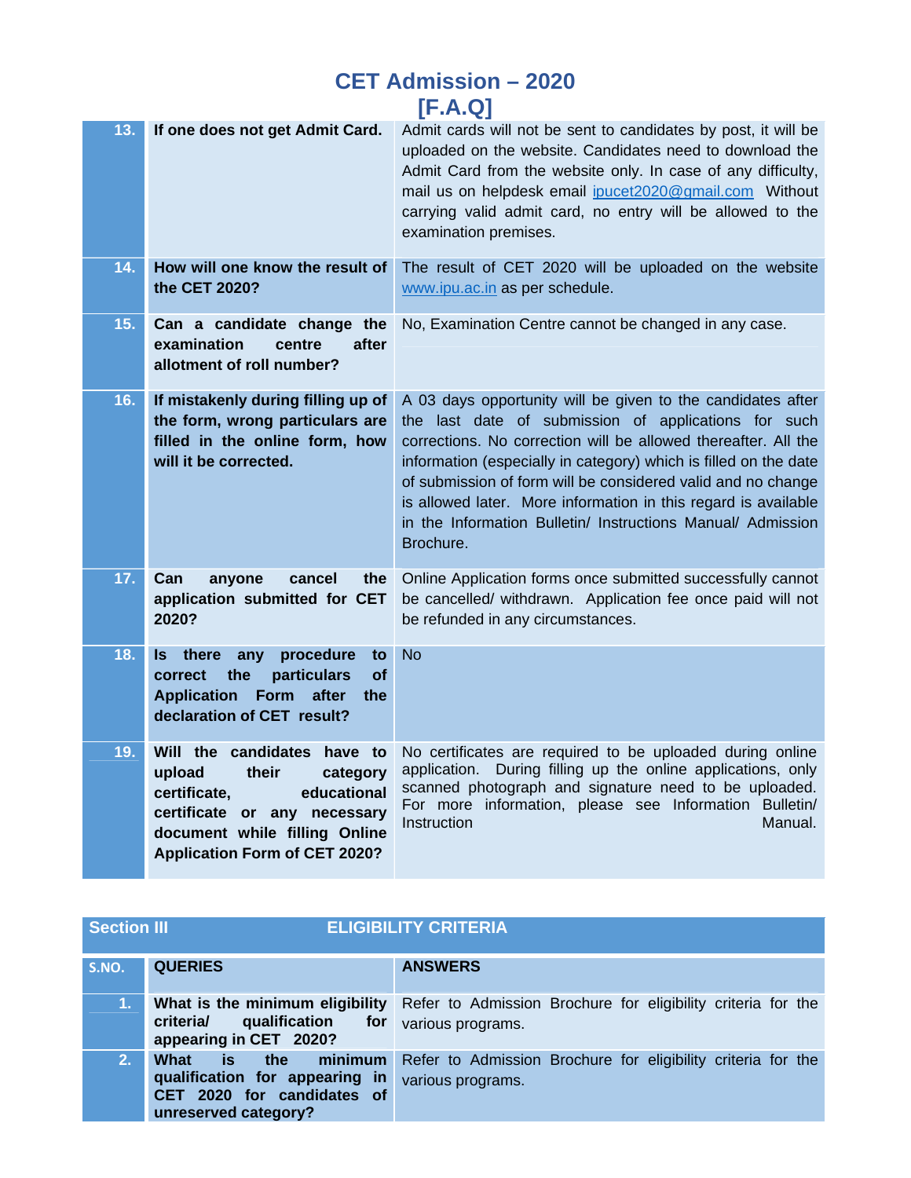# CET Admission – 2020
# [F.A.Q]

| | | |
|---|---|---|
| **13.** | **If one does not get Admit Card.** | Admit cards will not be sent to candidates by post, it will be uploaded on the website. Candidates need to download the Admit Card from the website only. In case of any difficulty, mail us on helpdesk email ipucet2020@gmail.com Without carrying valid admit card, no entry will be allowed to the examination premises. |
| **14.** | **How will one know the result of the CET 2020?** | The result of CET 2020 will be uploaded on the website www.ipu.ac.in as per schedule. |
| **15.** | **Can a candidate change the examination centre after allotment of roll number?** | No, Examination Centre cannot be changed in any case. |
| **16.** | **If mistakenly during filling up of the form, wrong particulars are filled in the online form, how will it be corrected.** | A 03 days opportunity will be given to the candidates after the last date of submission of applications for such corrections. No correction will be allowed thereafter. All the information (especially in category) which is filled on the date of submission of form will be considered valid and no change is allowed later. More information in this regard is available in the Information Bulletin/ Instructions Manual/ Admission Brochure. |
| **17.** | **Can anyone cancel the application submitted for CET 2020?** | Online Application forms once submitted successfully cannot be cancelled/ withdrawn. Application fee once paid will not be refunded in any circumstances. |
| **18.** | **Is there any procedure to correct the particulars of Application Form after the declaration of CET result?** | No |
| **19.** | **Will the candidates have to upload their category certificate, educational certificate or any necessary document while filling Online Application Form of CET 2020?** | No certificates are required to be uploaded during online application. During filling up the online applications, only scanned photograph and signature need to be uploaded. For more information, please see Information Bulletin/ Instruction Manual. |

## Section III ELIGIBILITY CRITERIA

| S.NO. | QUERIES | ANSWERS |
|---|---|---|
| **1.** | **What is the minimum eligibility criteria/ qualification for appearing in CET 2020?** | Refer to Admission Brochure for eligibility criteria for the various programs. |
| **2.** | **What is the minimum qualification for appearing in CET 2020 for candidates of unreserved category?** | Refer to Admission Brochure for eligibility criteria for the various programs. |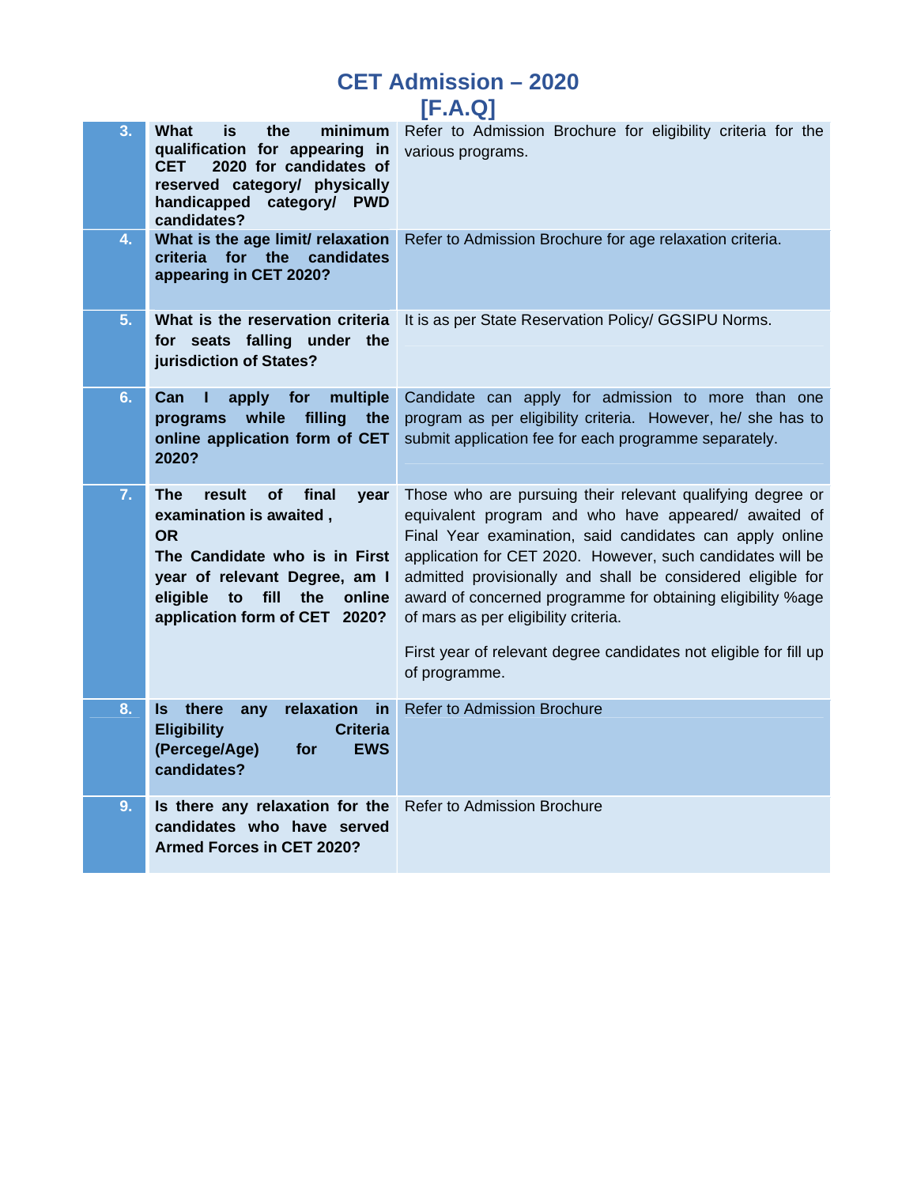# CET Admission – 2020
# [F.A.Q]

| | | |
|---|---|---|
| **3.** | **What is the minimum qualification for appearing in CET 2020 for candidates of reserved category/ physically handicapped category/ PWD candidates?** | Refer to Admission Brochure for eligibility criteria for the various programs. |
| **4.** | **What is the age limit/ relaxation criteria for the candidates appearing in CET 2020?** | Refer to Admission Brochure for age relaxation criteria. |
| **5.** | **What is the reservation criteria for seats falling under the jurisdiction of States?** | It is as per State Reservation Policy/ GGSIPU Norms. |
| **6.** | **Can I apply for multiple programs while filling the online application form of CET 2020?** | Candidate can apply for admission to more than one program as per eligibility criteria. However, he/ she has to submit application fee for each programme separately. |
| **7.** | **The result of final year examination is awaited , OR The Candidate who is in First year of relevant Degree, am I eligible to fill the online application form of CET 2020?** | Those who are pursuing their relevant qualifying degree or equivalent program and who have appeared/ awaited of Final Year examination, said candidates can apply online application for CET 2020. However, such candidates will be admitted provisionally and shall be considered eligible for award of concerned programme for obtaining eligibility %age of mars as per eligibility criteria.<br><br>First year of relevant degree candidates not eligible for fill up of programme. |
| **8.** | **Is there any relaxation in Eligibility Criteria (Percege/Age) for EWS candidates?** | Refer to Admission Brochure |
| **9.** | **Is there any relaxation for the candidates who have served Armed Forces in CET 2020?** | Refer to Admission Brochure |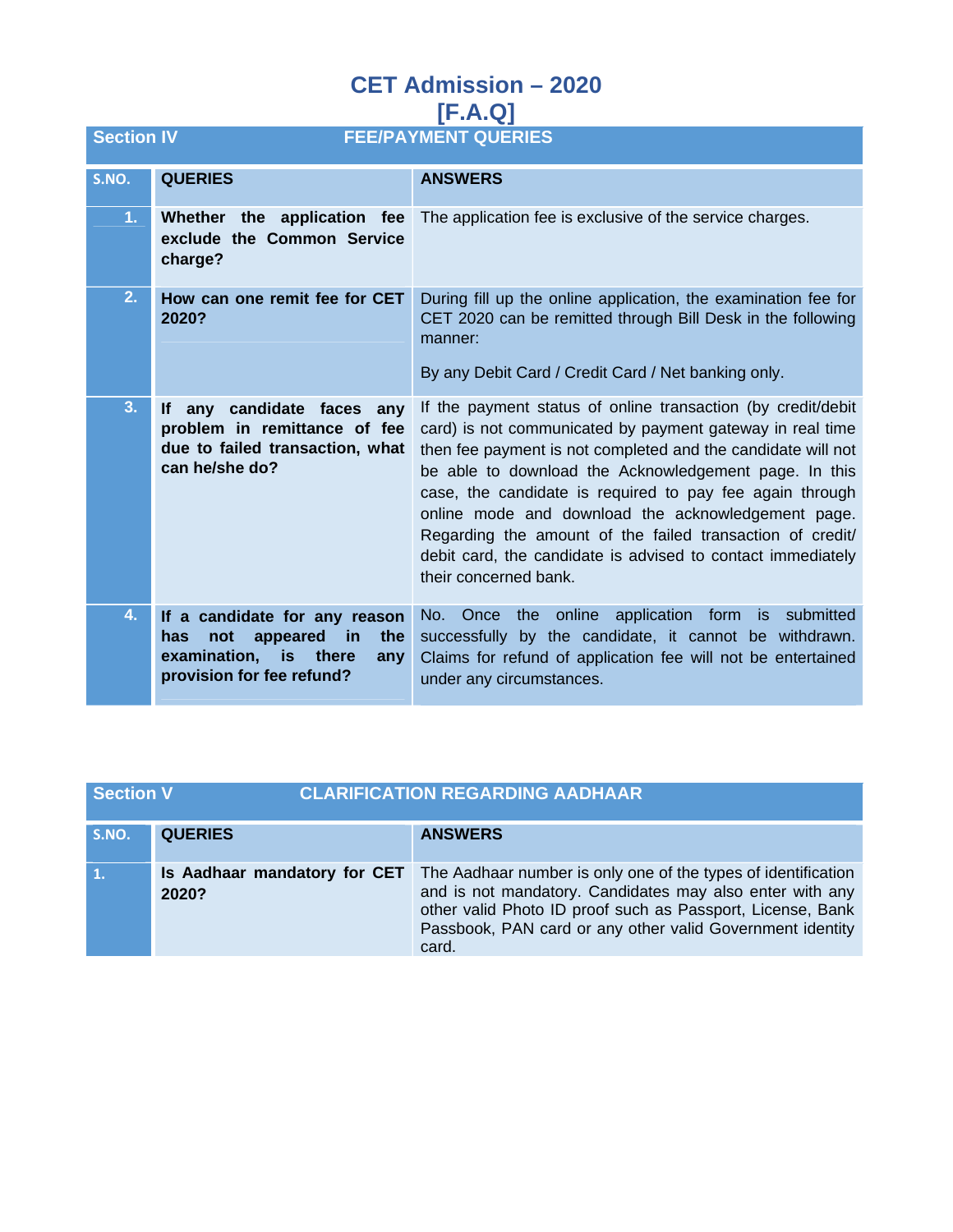# CET Admission – 2020
## [F.A.Q]

### Section IV FEE/PAYMENT QUERIES

| S.NO. | QUERIES | ANSWERS |
|---|---|---|
| 1. | **Whether the application fee exclude the Common Service charge?** | The application fee is exclusive of the service charges. |
| 2. | **How can one remit fee for CET 2020?** | During fill up the online application, the examination fee for CET 2020 can be remitted through Bill Desk in the following manner:<br><br>By any Debit Card / Credit Card / Net banking only. |
| 3. | **If any candidate faces any problem in remittance of fee due to failed transaction, what can he/she do?** | If the payment status of online transaction (by credit/debit card) is not communicated by payment gateway in real time then fee payment is not completed and the candidate will not be able to download the Acknowledgement page. In this case, the candidate is required to pay fee again through online mode and download the acknowledgement page. Regarding the amount of the failed transaction of credit/ debit card, the candidate is advised to contact immediately their concerned bank. |
| 4. | **If a candidate for any reason has not appeared in the examination, is there any provision for fee refund?** | No. Once the online application form is submitted successfully by the candidate, it cannot be withdrawn. Claims for refund of application fee will not be entertained under any circumstances. |

### Section V CLARIFICATION REGARDING AADHAAR

| S.NO. | QUERIES | ANSWERS |
|---|---|---|
| 1. | **Is Aadhaar mandatory for CET 2020?** | The Aadhaar number is only one of the types of identification and is not mandatory. Candidates may also enter with any other valid Photo ID proof such as Passport, License, Bank Passbook, PAN card or any other valid Government identity card. |